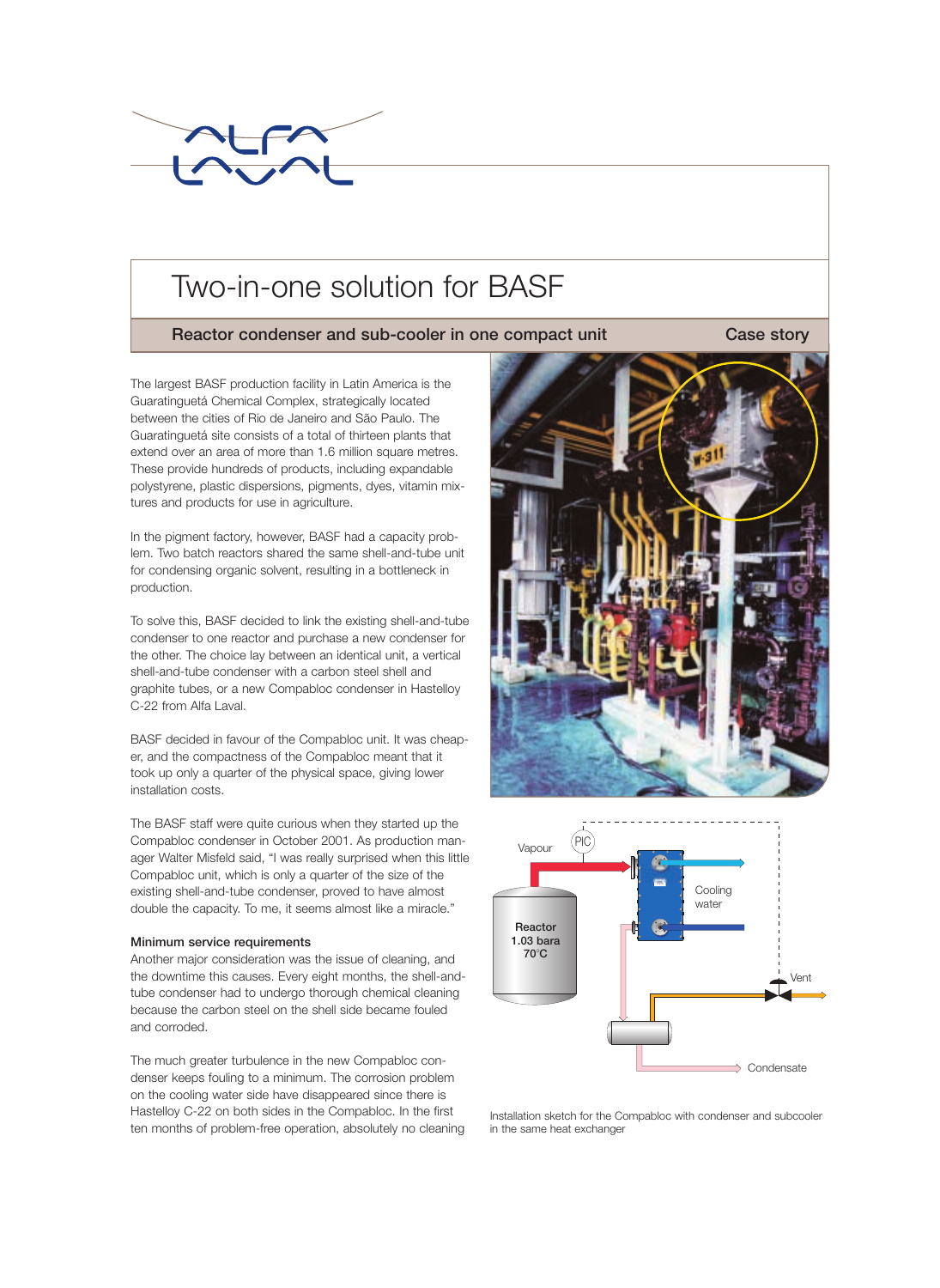# Two-in-one solution for BASF

## Reactor condenser and sub-cooler in one compact unit

Case story

The largest BASF production facility in Latin America is the Guaratinguetá Chemical Complex, strategically located between the cities of Rio de Janeiro and São Paulo. The Guaratinguetá site consists of a total of thirteen plants that extend over an area of more than 1.6 million square metres. These provide hundreds of products, including expandable polystyrene, plastic dispersions, pigments, dyes, vitamin mixtures and products for use in agriculture.

In the pigment factory, however, BASF had a capacity problem. Two batch reactors shared the same shell-and-tube unit for condensing organic solvent, resulting in a bottleneck in production.

To solve this, BASF decided to link the existing shell-and-tube condenser to one reactor and purchase a new condenser for the other. The choice lay between an identical unit, a vertical shell-and-tube condenser with a carbon steel shell and graphite tubes, or a new Compabloc condenser in Hastelloy C-22 from Alfa Laval.

BASF decided in favour of the Compabloc unit. It was cheaper, and the compactness of the Compabloc meant that it took up only a quarter of the physical space, giving lower installation costs.

The BASF staff were quite curious when they started up the Compabloc condenser in October 2001. As production manager Walter Misfeld said, "I was really surprised when this little Compabloc unit, which is only a quarter of the size of the existing shell-and-tube condenser, proved to have almost double the capacity. To me, it seems almost like a miracle."

### Minimum service requirements

Another major consideration was the issue of cleaning, and the downtime this causes. Every eight months, the shell-and-tube condenser had to undergo thorough chemical cleaning because the carbon steel on the shell side became fouled and corroded.

The much greater turbulence in the new Compabloc condenser keeps fouling to a minimum. The corrosion problem on the cooling water side have disappeared since there is Hastelloy C-22 on both sides in the Compabloc. In the first ten months of problem-free operation, absolutely no cleaning

Installation sketch for the Compabloc with condenser and subcooler in the same heat exchanger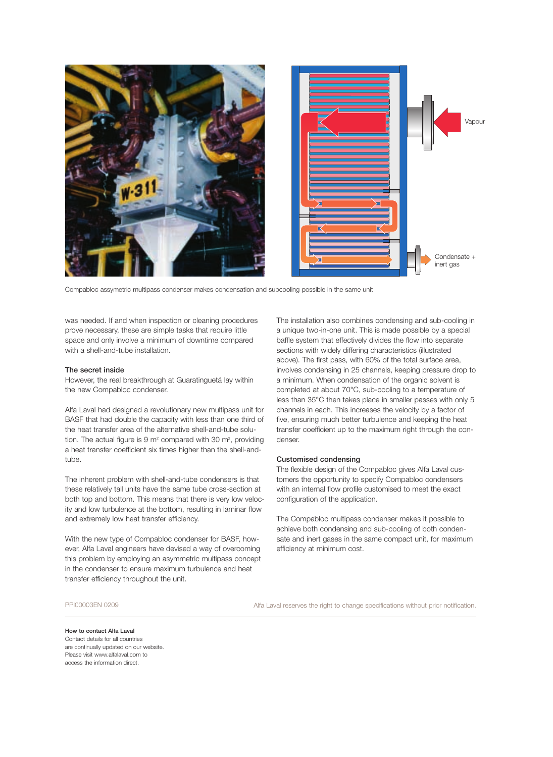Vapour

Condensate + inert gas

Compabloc assymetric multipass condenser makes condensation and subcooling possible in the same unit

was needed. If and when inspection or cleaning procedures prove necessary, these are simple tasks that require little space and only involve a minimum of downtime compared with a shell-and-tube installation.

### The secret inside

However, the real breakthrough at Guaratinguetá lay within the new Compabloc condenser.

Alfa Laval had designed a revolutionary new multipass unit for BASF that had double the capacity with less than one third of the heat transfer area of the alternative shell-and-tube solution. The actual figure is 9 $m^2$ compared with 30 $m^2$, providing a heat transfer coefficient six times higher than the shell-and-tube.

The inherent problem with shell-and-tube condensers is that these relatively tall units have the same tube cross-section at both top and bottom. This means that there is very low velocity and low turbulence at the bottom, resulting in laminar flow and extremely low heat transfer efficiency.

With the new type of Compabloc condenser for BASF, however, Alfa Laval engineers have devised a way of overcoming this problem by employing an asymmetric multipass concept in the condenser to ensure maximum turbulence and heat transfer efficiency throughout the unit.

The installation also combines condensing and sub-cooling in a unique two-in-one unit. This is made possible by a special baffle system that effectively divides the flow into separate sections with widely differing characteristics (illustrated above). The first pass, with 60% of the total surface area, involves condensing in 25 channels, keeping pressure drop to a minimum. When condensation of the organic solvent is completed at about 70°C, sub-cooling to a temperature of less than 35°C then takes place in smaller passes with only 5 channels in each. This increases the velocity by a factor of five, ensuring much better turbulence and keeping the heat transfer coefficient up to the maximum right through the condenser.

### Customised condensing

The flexible design of the Compabloc gives Alfa Laval customers the opportunity to specify Compabloc condensers with an internal flow profile customised to meet the exact configuration of the application.

The Compabloc multipass condenser makes it possible to achieve both condensing and sub-cooling of both condensate and inert gases in the same compact unit, for maximum efficiency at minimum cost.

PPI00003EN 0209

Alfa Laval reserves the right to change specifications without prior notification.

**How to contact Alfa Laval**
Contact details for all countries are continually updated on our website. Please visit www.alfalaval.com to access the information direct.